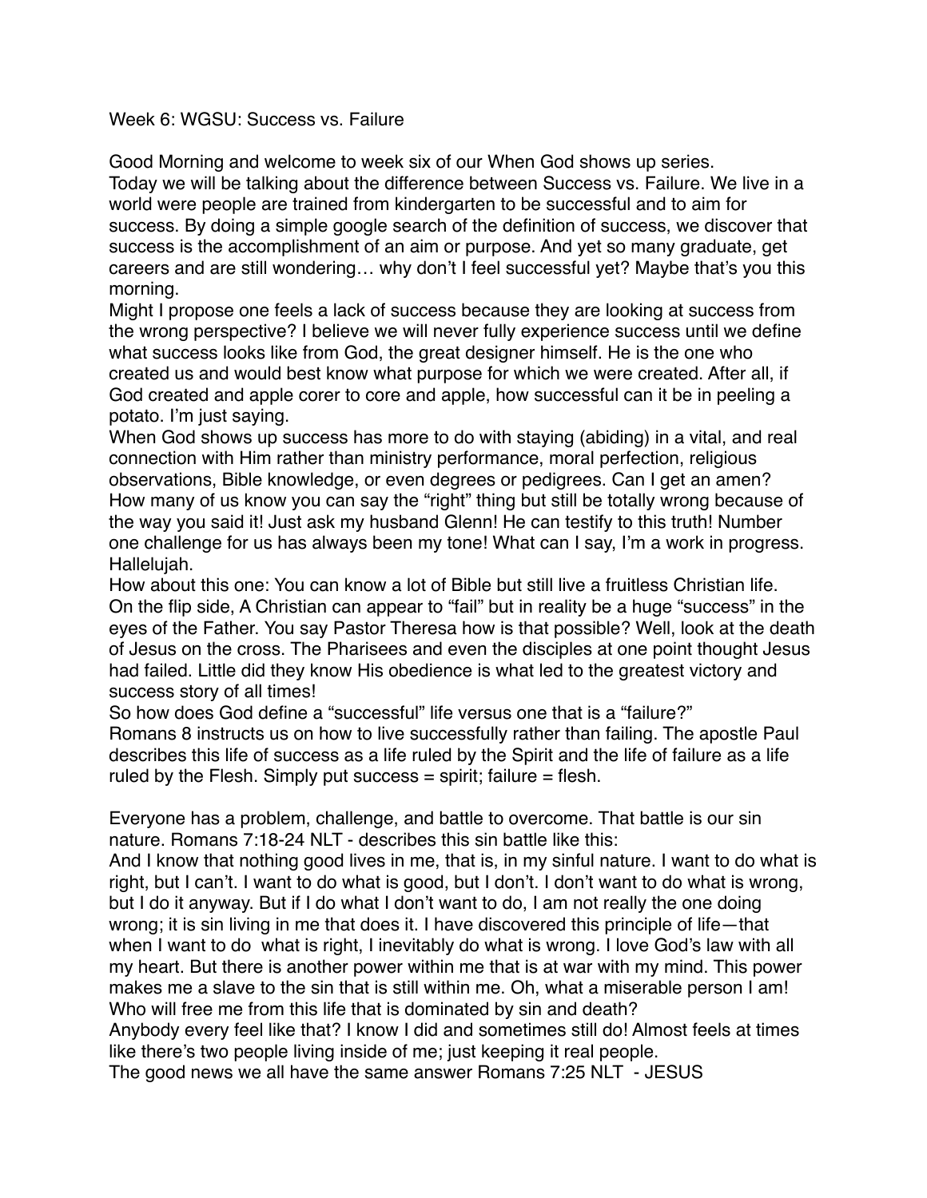Week 6: WGSU: Success vs. Failure

Good Morning and welcome to week six of our When God shows up series.
Today we will be talking about the difference between Success vs. Failure. We live in a world were people are trained from kindergarten to be successful and to aim for success. By doing a simple google search of the definition of success, we discover that success is the accomplishment of an aim or purpose. And yet so many graduate, get careers and are still wondering… why don't I feel successful yet? Maybe that's you this morning.
Might I propose one feels a lack of success because they are looking at success from the wrong perspective? I believe we will never fully experience success until we define what success looks like from God, the great designer himself. He is the one who created us and would best know what purpose for which we were created. After all, if God created and apple corer to core and apple, how successful can it be in peeling a potato. I'm just saying.
When God shows up success has more to do with staying (abiding) in a vital, and real connection with Him rather than ministry performance, moral perfection, religious observations, Bible knowledge, or even degrees or pedigrees. Can I get an amen? How many of us know you can say the "right" thing but still be totally wrong because of the way you said it! Just ask my husband Glenn! He can testify to this truth! Number one challenge for us has always been my tone! What can I say, I'm a work in progress. Hallelujah.
How about this one: You can know a lot of Bible but still live a fruitless Christian life. On the flip side, A Christian can appear to "fail" but in reality be a huge "success" in the eyes of the Father. You say Pastor Theresa how is that possible? Well, look at the death of Jesus on the cross. The Pharisees and even the disciples at one point thought Jesus had failed. Little did they know His obedience is what led to the greatest victory and success story of all times!
So how does God define a "successful" life versus one that is a "failure?"
Romans 8 instructs us on how to live successfully rather than failing. The apostle Paul describes this life of success as a life ruled by the Spirit and the life of failure as a life ruled by the Flesh. Simply put success = spirit; failure = flesh.

Everyone has a problem, challenge, and battle to overcome. That battle is our sin nature. Romans 7:18-24 NLT - describes this sin battle like this:
And I know that nothing good lives in me, that is, in my sinful nature. I want to do what is right, but I can't. I want to do what is good, but I don't. I don't want to do what is wrong, but I do it anyway. But if I do what I don't want to do, I am not really the one doing wrong; it is sin living in me that does it. I have discovered this principle of life—that when I want to do what is right, I inevitably do what is wrong. I love God's law with all my heart. But there is another power within me that is at war with my mind. This power makes me a slave to the sin that is still within me. Oh, what a miserable person I am! Who will free me from this life that is dominated by sin and death?
Anybody every feel like that? I know I did and sometimes still do! Almost feels at times like there's two people living inside of me; just keeping it real people.
The good news we all have the same answer Romans 7:25 NLT - JESUS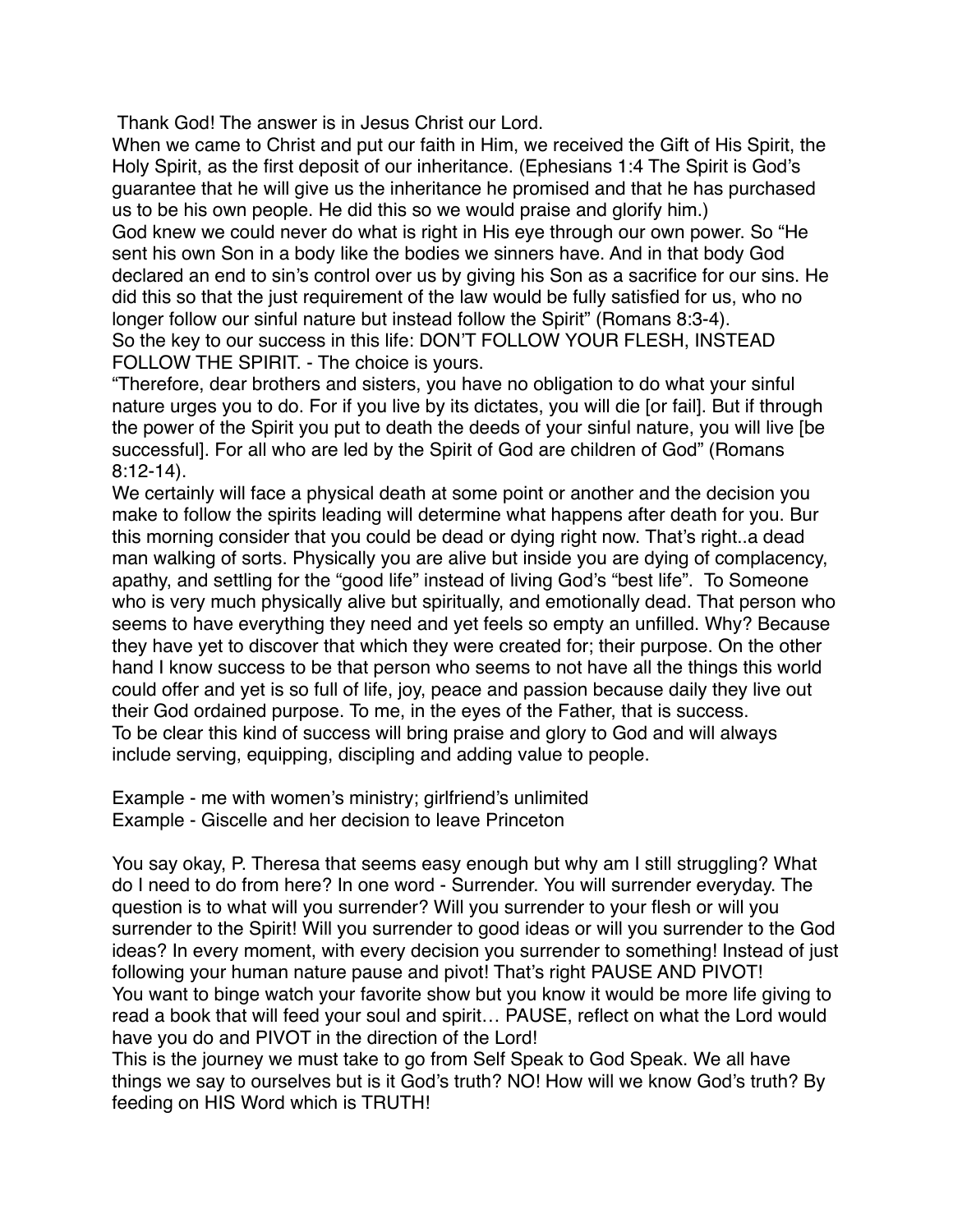Thank God! The answer is in Jesus Christ our Lord.

When we came to Christ and put our faith in Him, we received the Gift of His Spirit, the Holy Spirit, as the first deposit of our inheritance. (Ephesians 1:4 The Spirit is God's guarantee that he will give us the inheritance he promised and that he has purchased us to be his own people. He did this so we would praise and glorify him.)

God knew we could never do what is right in His eye through our own power. So "He sent his own Son in a body like the bodies we sinners have. And in that body God declared an end to sin's control over us by giving his Son as a sacrifice for our sins. He did this so that the just requirement of the law would be fully satisfied for us, who no longer follow our sinful nature but instead follow the Spirit" (Romans 8:3-4).

So the key to our success in this life: DON'T FOLLOW YOUR FLESH, INSTEAD FOLLOW THE SPIRIT. - The choice is yours.

"Therefore, dear brothers and sisters, you have no obligation to do what your sinful nature urges you to do. For if you live by its dictates, you will die [or fail]. But if through the power of the Spirit you put to death the deeds of your sinful nature, you will live [be successful]. For all who are led by the Spirit of God are children of God" (Romans 8:12-14).

We certainly will face a physical death at some point or another and the decision you make to follow the spirits leading will determine what happens after death for you. Bur this morning consider that you could be dead or dying right now. That's right..a dead man walking of sorts. Physically you are alive but inside you are dying of complacency, apathy, and settling for the "good life" instead of living God's "best life". To Someone who is very much physically alive but spiritually, and emotionally dead. That person who seems to have everything they need and yet feels so empty an unfilled. Why? Because they have yet to discover that which they were created for; their purpose. On the other hand I know success to be that person who seems to not have all the things this world could offer and yet is so full of life, joy, peace and passion because daily they live out their God ordained purpose. To me, in the eyes of the Father, that is success.

To be clear this kind of success will bring praise and glory to God and will always include serving, equipping, discipling and adding value to people.

Example - me with women's ministry; girlfriend's unlimited
Example - Giscelle and her decision to leave Princeton

You say okay, P. Theresa that seems easy enough but why am I still struggling? What do I need to do from here? In one word - Surrender. You will surrender everyday. The question is to what will you surrender? Will you surrender to your flesh or will you surrender to the Spirit! Will you surrender to good ideas or will you surrender to the God ideas? In every moment, with every decision you surrender to something! Instead of just following your human nature pause and pivot! That's right PAUSE AND PIVOT!

You want to binge watch your favorite show but you know it would be more life giving to read a book that will feed your soul and spirit… PAUSE, reflect on what the Lord would have you do and PIVOT in the direction of the Lord!

This is the journey we must take to go from Self Speak to God Speak. We all have things we say to ourselves but is it God's truth? NO! How will we know God's truth? By feeding on HIS Word which is TRUTH!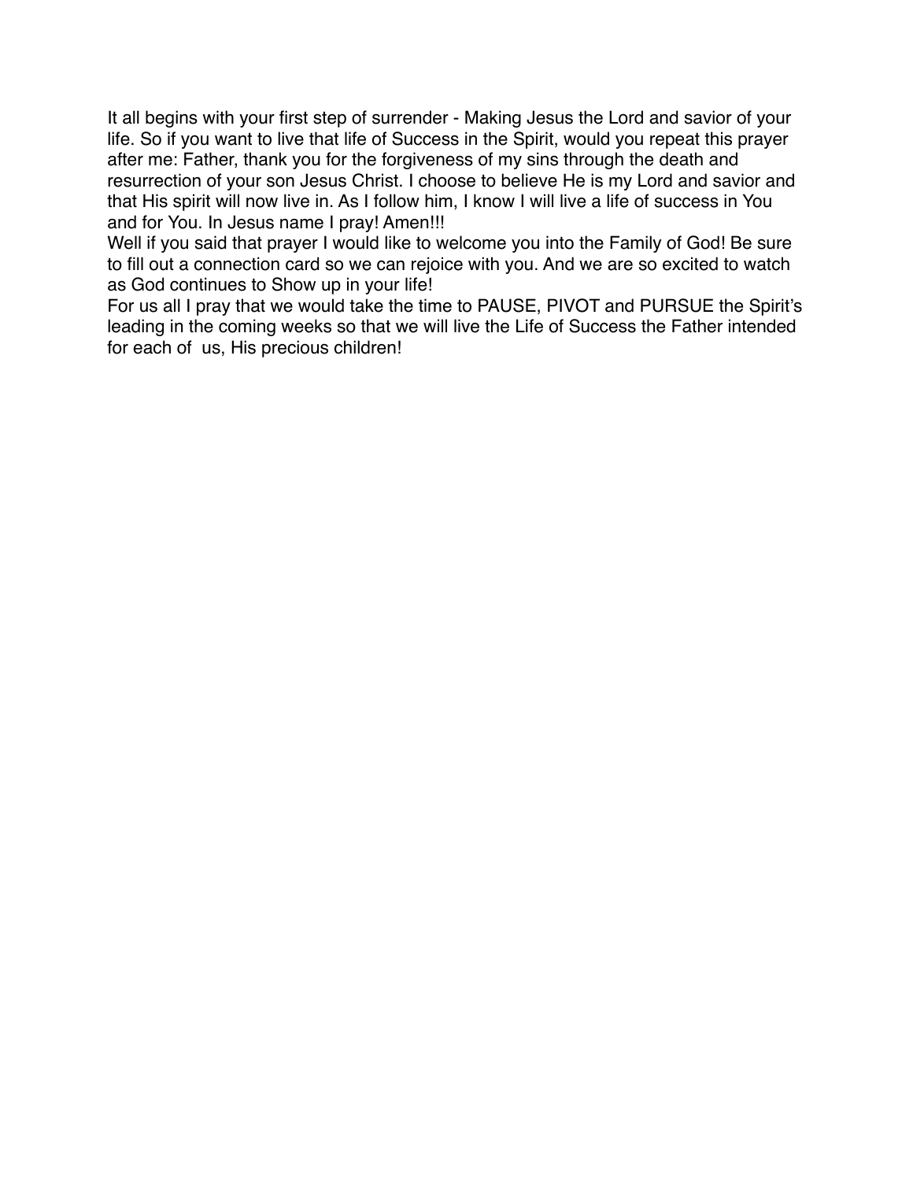It all begins with your first step of surrender - Making Jesus the Lord and savior of your life. So if you want to live that life of Success in the Spirit, would you repeat this prayer after me: Father, thank you for the forgiveness of my sins through the death and resurrection of your son Jesus Christ. I choose to believe He is my Lord and savior and that His spirit will now live in. As I follow him, I know I will live a life of success in You and for You. In Jesus name I pray! Amen!!!

Well if you said that prayer I would like to welcome you into the Family of God! Be sure to fill out a connection card so we can rejoice with you. And we are so excited to watch as God continues to Show up in your life!

For us all I pray that we would take the time to PAUSE, PIVOT and PURSUE the Spirit's leading in the coming weeks so that we will live the Life of Success the Father intended for each of us, His precious children!